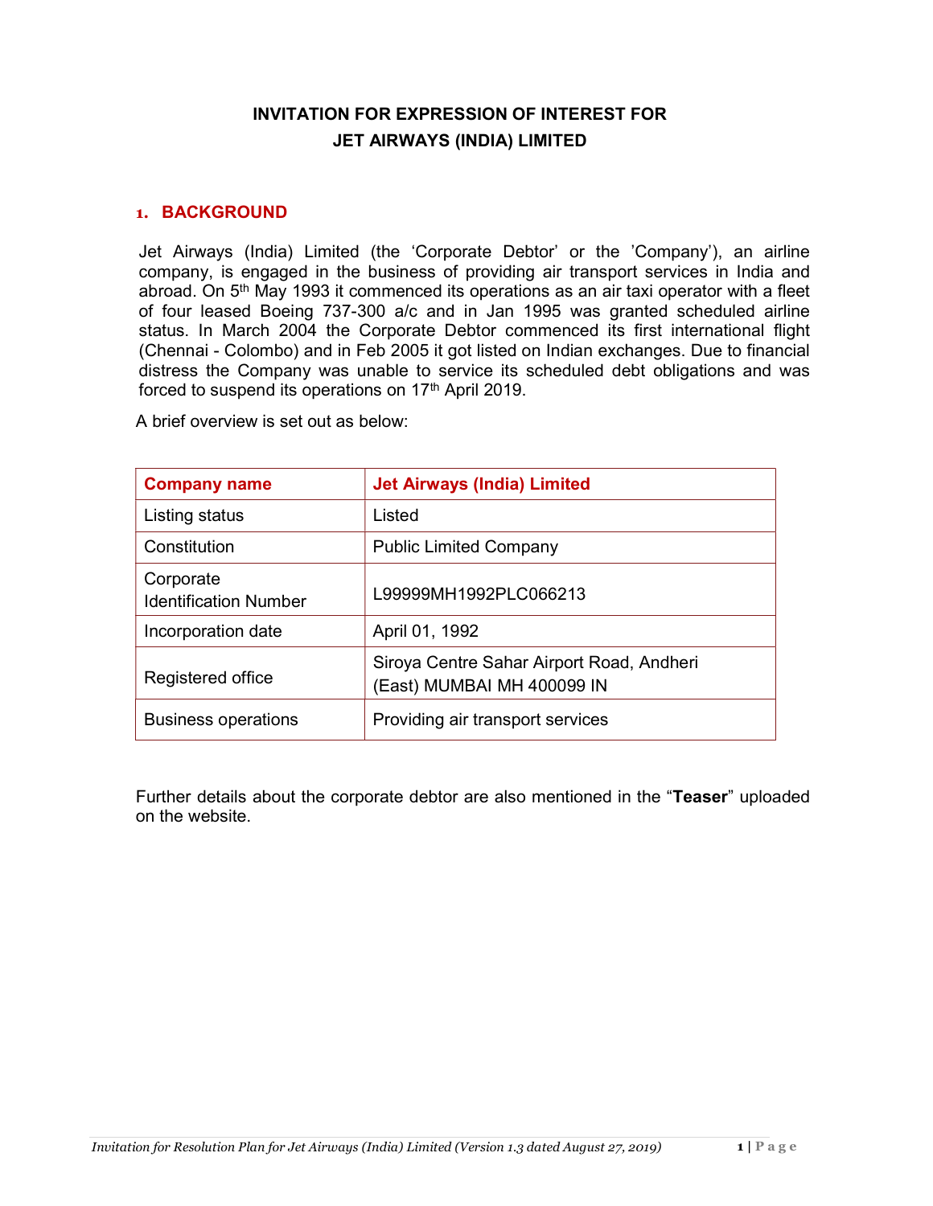# INVITATION FOR EXPRESSION OF INTEREST FOR JET AIRWAYS (INDIA) LIMITED

## 1. BACKGROUND

Jet Airways (India) Limited (the 'Corporate Debtor' or the 'Company'), an airline company, is engaged in the business of providing air transport services in India and abroad. On 5th May 1993 it commenced its operations as an air taxi operator with a fleet of four leased Boeing 737-300 a/c and in Jan 1995 was granted scheduled airline status. In March 2004 the Corporate Debtor commenced its first international flight (Chennai - Colombo) and in Feb 2005 it got listed on Indian exchanges. Due to financial distress the Company was unable to service its scheduled debt obligations and was forced to suspend its operations on 17th April 2019.

A brief overview is set out as below:

| Company name | Jet Airways (India) Limited |
|---|---|
| Listing status | Listed |
| Constitution | Public Limited Company |
| Corporate Identification Number | L99999MH1992PLC066213 |
| Incorporation date | April 01, 1992 |
| Registered office | Siroya Centre Sahar Airport Road, Andheri (East) MUMBAI MH 400099 IN |
| Business operations | Providing air transport services |

Further details about the corporate debtor are also mentioned in the "**Teaser**" uploaded on the website.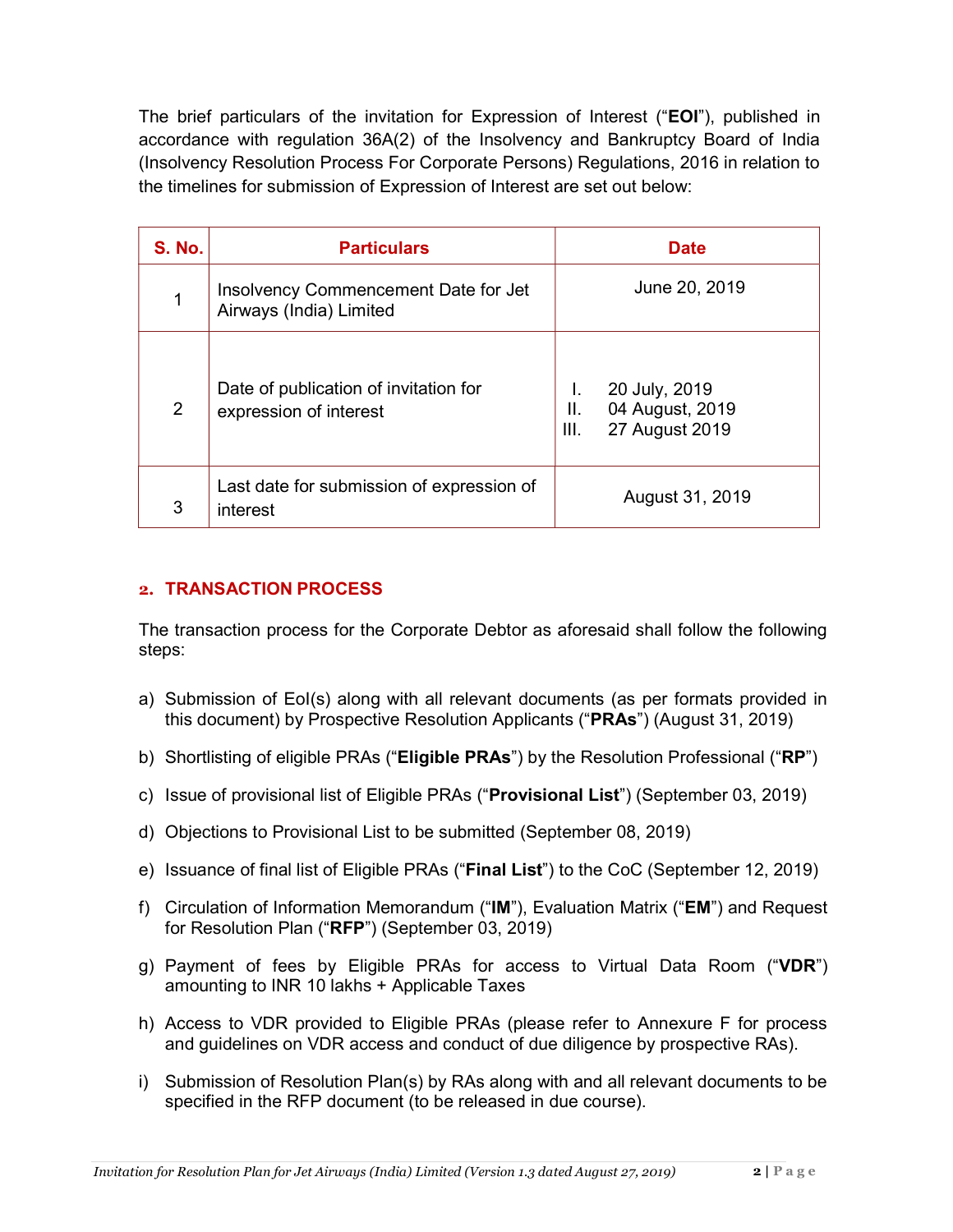The brief particulars of the invitation for Expression of Interest ("**EOI**"), published in accordance with regulation 36A(2) of the Insolvency and Bankruptcy Board of India (Insolvency Resolution Process For Corporate Persons) Regulations, 2016 in relation to the timelines for submission of Expression of Interest are set out below:

| S. No. | Particulars | Date |
|---|---|---|
| 1 | Insolvency Commencement Date for Jet Airways (India) Limited | June 20, 2019 |
| 2 | Date of publication of invitation for expression of interest | I. 20 July, 2019<br>II. 04 August, 2019<br>III. 27 August 2019 |
| 3 | Last date for submission of expression of interest | August 31, 2019 |

## 2. TRANSACTION PROCESS

The transaction process for the Corporate Debtor as aforesaid shall follow the following steps:

a) Submission of EoI(s) along with all relevant documents (as per formats provided in this document) by Prospective Resolution Applicants ("**PRAs**") (August 31, 2019)

b) Shortlisting of eligible PRAs ("**Eligible PRAs**") by the Resolution Professional ("**RP**")

c) Issue of provisional list of Eligible PRAs ("**Provisional List**") (September 03, 2019)

d) Objections to Provisional List to be submitted (September 08, 2019)

e) Issuance of final list of Eligible PRAs ("**Final List**") to the CoC (September 12, 2019)

f) Circulation of Information Memorandum ("**IM**"), Evaluation Matrix ("**EM**") and Request for Resolution Plan ("**RFP**") (September 03, 2019)

g) Payment of fees by Eligible PRAs for access to Virtual Data Room ("**VDR**") amounting to INR 10 lakhs + Applicable Taxes

h) Access to VDR provided to Eligible PRAs (please refer to Annexure F for process and guidelines on VDR access and conduct of due diligence by prospective RAs).

i) Submission of Resolution Plan(s) by RAs along with and all relevant documents to be specified in the RFP document (to be released in due course).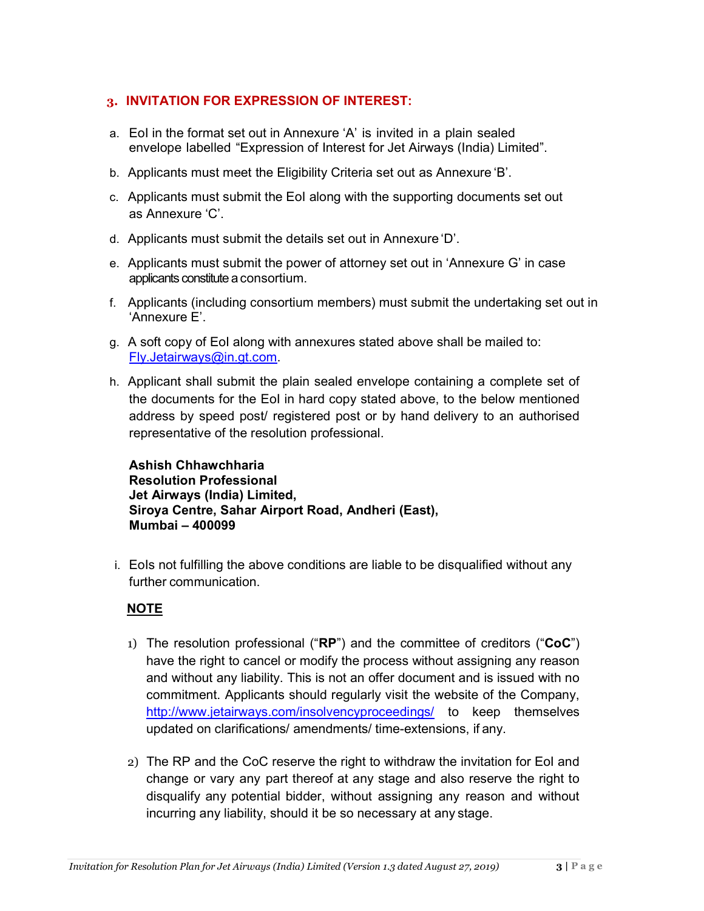## 3. INVITATION FOR EXPRESSION OF INTEREST:

a. EoI in the format set out in Annexure 'A' is invited in a plain sealed envelope labelled "Expression of Interest for Jet Airways (India) Limited".

b. Applicants must meet the Eligibility Criteria set out as Annexure 'B'.

c. Applicants must submit the EoI along with the supporting documents set out as Annexure 'C'.

d. Applicants must submit the details set out in Annexure 'D'.

e. Applicants must submit the power of attorney set out in 'Annexure G' in case applicants constitute a consortium.

f. Applicants (including consortium members) must submit the undertaking set out in 'Annexure E'.

g. A soft copy of EoI along with annexures stated above shall be mailed to: Fly.Jetairways@in.gt.com.

h. Applicant shall submit the plain sealed envelope containing a complete set of the documents for the EoI in hard copy stated above, to the below mentioned address by speed post/ registered post or by hand delivery to an authorised representative of the resolution professional.

**Ashish Chhawchharia**
**Resolution Professional**
**Jet Airways (India) Limited,**
**Siroya Centre, Sahar Airport Road, Andheri (East),**
**Mumbai – 400099**

i. EoIs not fulfilling the above conditions are liable to be disqualified without any further communication.

**NOTE**

1) The resolution professional ("**RP**") and the committee of creditors ("**CoC**") have the right to cancel or modify the process without assigning any reason and without any liability. This is not an offer document and is issued with no commitment. Applicants should regularly visit the website of the Company, http://www.jetairways.com/insolvencyproceedings/ to keep themselves updated on clarifications/ amendments/ time-extensions, if any.

2) The RP and the CoC reserve the right to withdraw the invitation for EoI and change or vary any part thereof at any stage and also reserve the right to disqualify any potential bidder, without assigning any reason and without incurring any liability, should it be so necessary at any stage.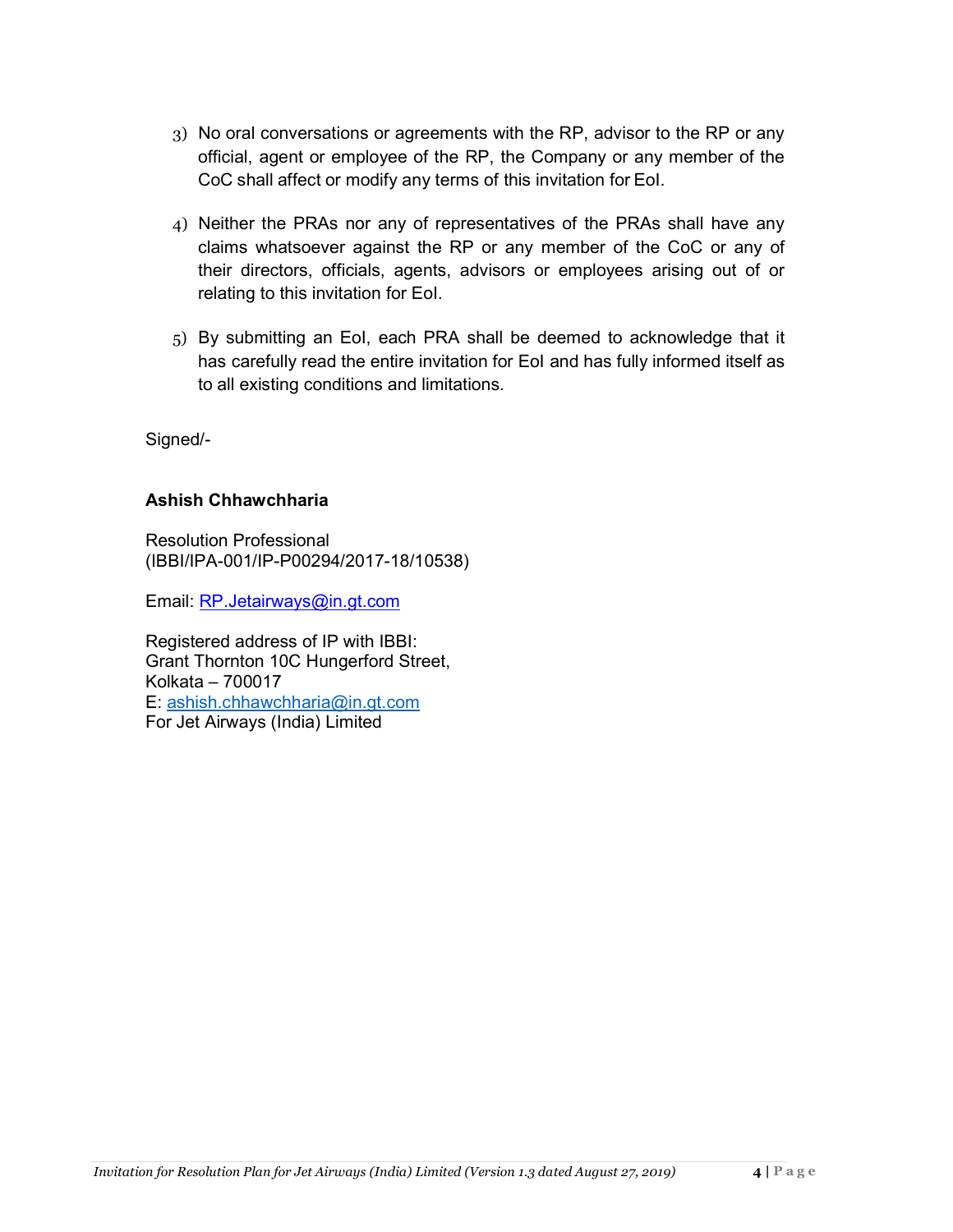3) No oral conversations or agreements with the RP, advisor to the RP or any official, agent or employee of the RP, the Company or any member of the CoC shall affect or modify any terms of this invitation for EoI.

4) Neither the PRAs nor any of representatives of the PRAs shall have any claims whatsoever against the RP or any member of the CoC or any of their directors, officials, agents, advisors or employees arising out of or relating to this invitation for EoI.

5) By submitting an EoI, each PRA shall be deemed to acknowledge that it has carefully read the entire invitation for EoI and has fully informed itself as to all existing conditions and limitations.

Signed/-

**Ashish Chhawchharia**

Resolution Professional
(IBBI/IPA-001/IP-P00294/2017-18/10538)

Email: RP.Jetairways@in.gt.com

Registered address of IP with IBBI:
Grant Thornton 10C Hungerford Street,
Kolkata – 700017
E: ashish.chhawchharia@in.gt.com
For Jet Airways (India) Limited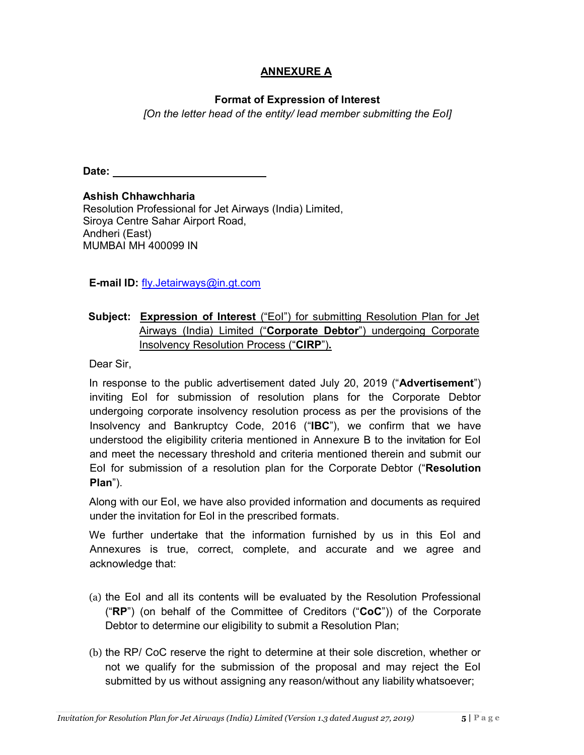# ANNEXURE A

**Format of Expression of Interest**

*[On the letter head of the entity/ lead member submitting the EoI]*

**Date:** ______________________

**Ashish Chhawchharia**
Resolution Professional for Jet Airways (India) Limited,
Siroya Centre Sahar Airport Road,
Andheri (East)
MUMBAI MH 400099 IN

**E-mail ID:** fly.Jetairways@in.gt.com

**Subject:** **Expression of Interest** ("EoI") for submitting Resolution Plan for Jet Airways (India) Limited ("**Corporate Debtor**") undergoing Corporate Insolvency Resolution Process ("**CIRP**")**.**

Dear Sir,

In response to the public advertisement dated July 20, 2019 ("**Advertisement**") inviting EoI for submission of resolution plans for the Corporate Debtor undergoing corporate insolvency resolution process as per the provisions of the Insolvency and Bankruptcy Code, 2016 ("**IBC**"), we confirm that we have understood the eligibility criteria mentioned in Annexure B to the invitation for EoI and meet the necessary threshold and criteria mentioned therein and submit our EoI for submission of a resolution plan for the Corporate Debtor ("**Resolution Plan**").

Along with our EoI, we have also provided information and documents as required under the invitation for EoI in the prescribed formats.

We further undertake that the information furnished by us in this EoI and Annexures is true, correct, complete, and accurate and we agree and acknowledge that:

(a) the EoI and all its contents will be evaluated by the Resolution Professional ("**RP**") (on behalf of the Committee of Creditors ("**CoC**")) of the Corporate Debtor to determine our eligibility to submit a Resolution Plan;

(b) the RP/ CoC reserve the right to determine at their sole discretion, whether or not we qualify for the submission of the proposal and may reject the EoI submitted by us without assigning any reason/without any liability whatsoever;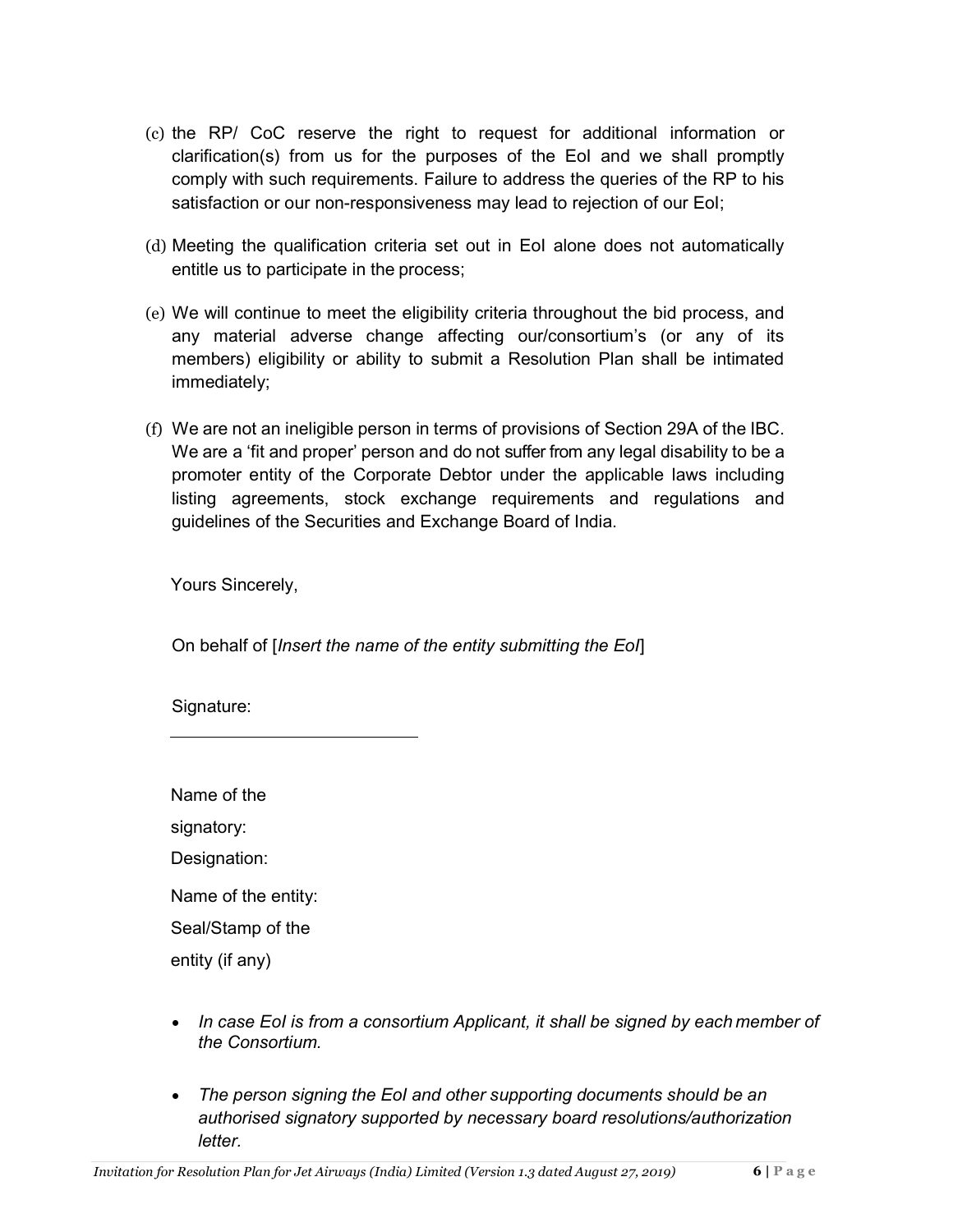(c) the RP/ CoC reserve the right to request for additional information or clarification(s) from us for the purposes of the EoI and we shall promptly comply with such requirements. Failure to address the queries of the RP to his satisfaction or our non-responsiveness may lead to rejection of our EoI;

(d) Meeting the qualification criteria set out in EoI alone does not automatically entitle us to participate in the process;

(e) We will continue to meet the eligibility criteria throughout the bid process, and any material adverse change affecting our/consortium's (or any of its members) eligibility or ability to submit a Resolution Plan shall be intimated immediately;

(f) We are not an ineligible person in terms of provisions of Section 29A of the IBC. We are a 'fit and proper' person and do not suffer from any legal disability to be a promoter entity of the Corporate Debtor under the applicable laws including listing agreements, stock exchange requirements and regulations and guidelines of the Securities and Exchange Board of India.

Yours Sincerely,

On behalf of [*Insert the name of the entity submitting the EoI*]

Signature:

\_\_\_\_\_\_\_\_\_\_\_\_\_\_\_\_\_\_\_\_\_\_\_\_\_\_

Name of the signatory:

Designation:

Name of the entity:

Seal/Stamp of the entity (if any)

- *In case EoI is from a consortium Applicant, it shall be signed by each member of the Consortium.*

- *The person signing the EoI and other supporting documents should be an authorised signatory supported by necessary board resolutions/authorization letter.*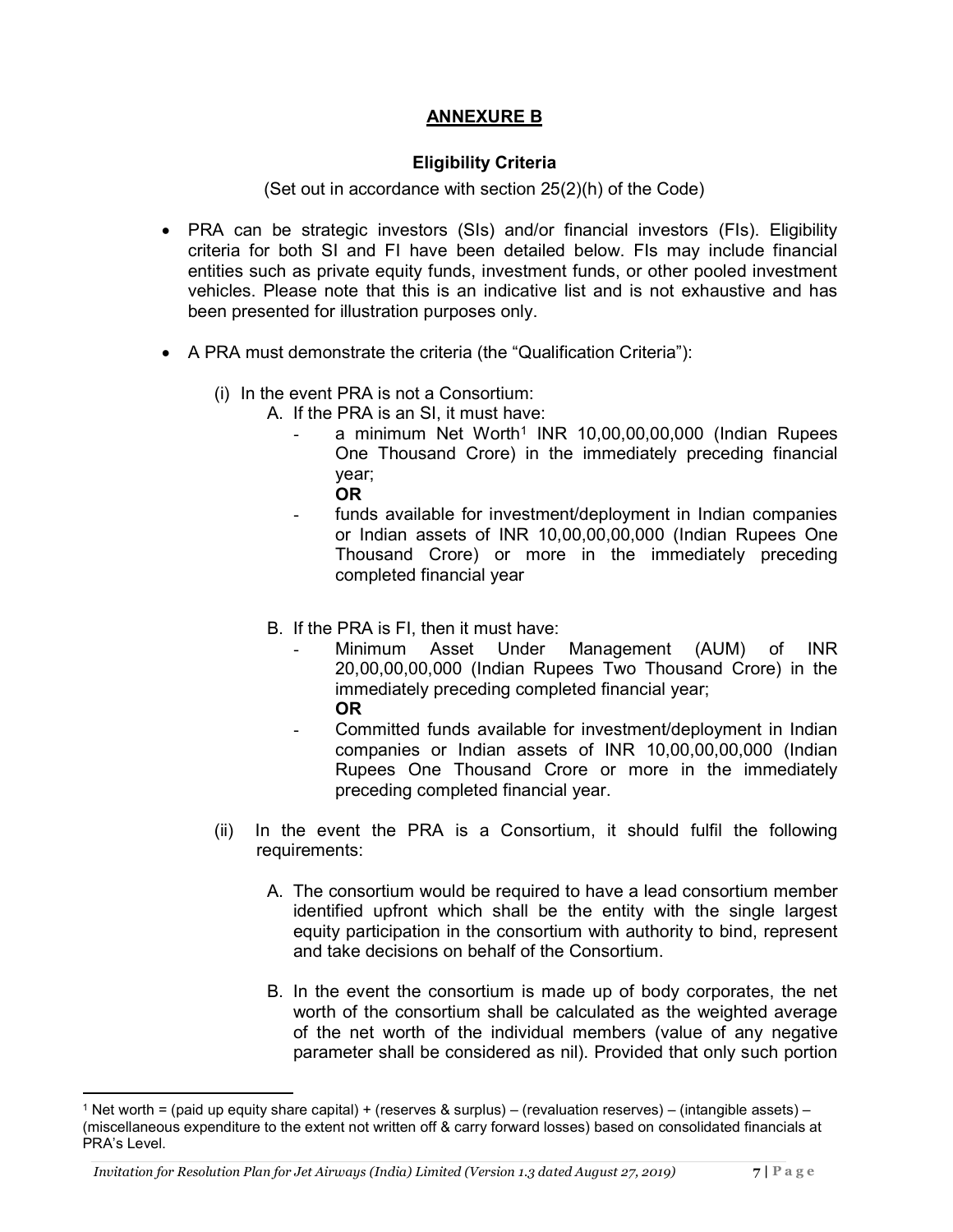## ANNEXURE B

### Eligibility Criteria

(Set out in accordance with section 25(2)(h) of the Code)

- PRA can be strategic investors (SIs) and/or financial investors (FIs). Eligibility criteria for both SI and FI have been detailed below. FIs may include financial entities such as private equity funds, investment funds, or other pooled investment vehicles. Please note that this is an indicative list and is not exhaustive and has been presented for illustration purposes only.

- A PRA must demonstrate the criteria (the "Qualification Criteria"):

  (i) In the event PRA is not a Consortium:

  A. If the PRA is an SI, it must have:

  - a minimum Net Worth[1] INR 10,00,00,00,000 (Indian Rupees One Thousand Crore) in the immediately preceding financial year;

    **OR**

  - funds available for investment/deployment in Indian companies or Indian assets of INR 10,00,00,00,000 (Indian Rupees One Thousand Crore) or more in the immediately preceding completed financial year

  B. If the PRA is FI, then it must have:

  - Minimum Asset Under Management (AUM) of INR 20,00,00,00,000 (Indian Rupees Two Thousand Crore) in the immediately preceding completed financial year;

    **OR**

  - Committed funds available for investment/deployment in Indian companies or Indian assets of INR 10,00,00,00,000 (Indian Rupees One Thousand Crore or more in the immediately preceding completed financial year.

  (ii) In the event the PRA is a Consortium, it should fulfil the following requirements:

  A. The consortium would be required to have a lead consortium member identified upfront which shall be the entity with the single largest equity participation in the consortium with authority to bind, represent and take decisions on behalf of the Consortium.

  B. In the event the consortium is made up of body corporates, the net worth of the consortium shall be calculated as the weighted average of the net worth of the individual members (value of any negative parameter shall be considered as nil). Provided that only such portion

---

[1] Net worth = (paid up equity share capital) + (reserves & surplus) – (revaluation reserves) – (intangible assets) – (miscellaneous expenditure to the extent not written off & carry forward losses) based on consolidated financials at PRA's Level.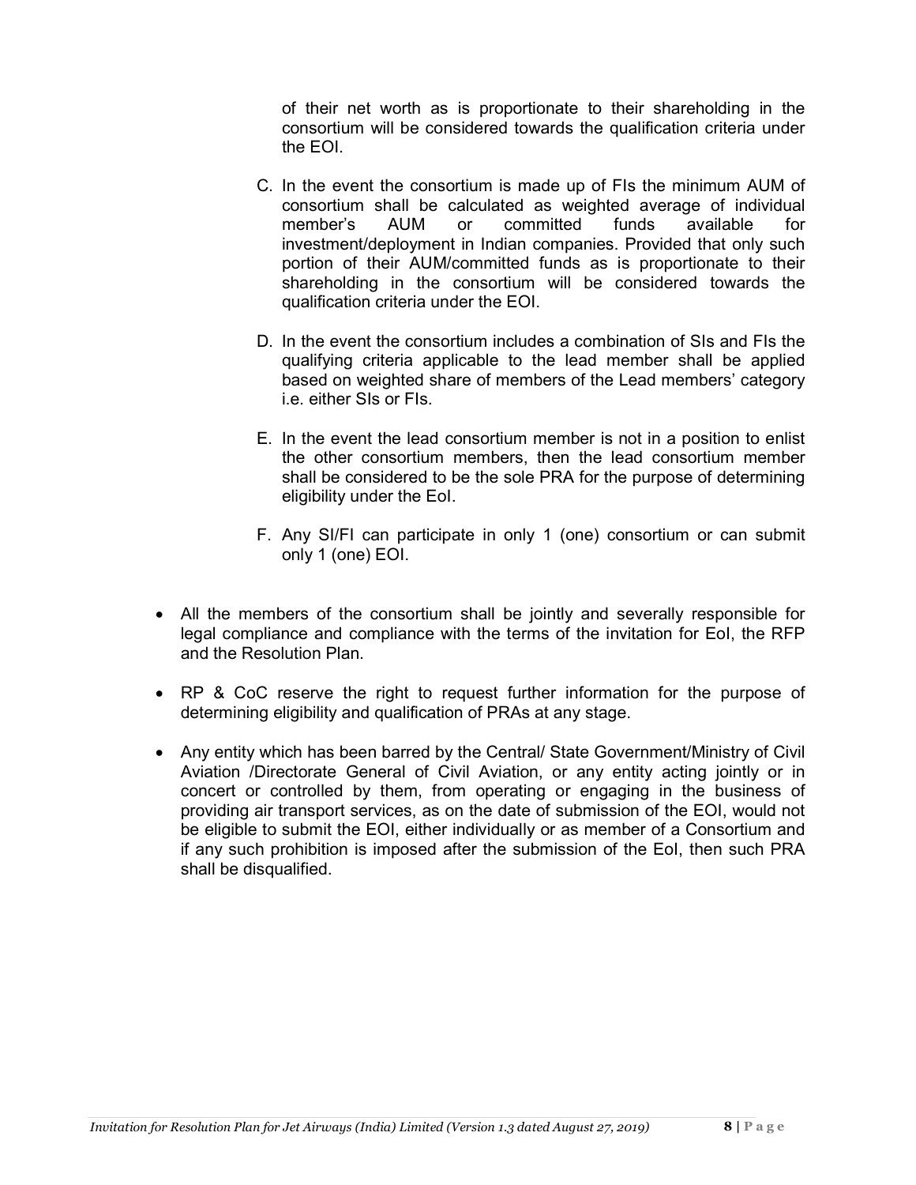of their net worth as is proportionate to their shareholding in the consortium will be considered towards the qualification criteria under the EOI.

C. In the event the consortium is made up of FIs the minimum AUM of consortium shall be calculated as weighted average of individual member's AUM or committed funds available for investment/deployment in Indian companies. Provided that only such portion of their AUM/committed funds as is proportionate to their shareholding in the consortium will be considered towards the qualification criteria under the EOI.

D. In the event the consortium includes a combination of SIs and FIs the qualifying criteria applicable to the lead member shall be applied based on weighted share of members of the Lead members' category i.e. either SIs or FIs.

E. In the event the lead consortium member is not in a position to enlist the other consortium members, then the lead consortium member shall be considered to be the sole PRA for the purpose of determining eligibility under the EoI.

F. Any SI/FI can participate in only 1 (one) consortium or can submit only 1 (one) EOI.

- All the members of the consortium shall be jointly and severally responsible for legal compliance and compliance with the terms of the invitation for EoI, the RFP and the Resolution Plan.

- RP & CoC reserve the right to request further information for the purpose of determining eligibility and qualification of PRAs at any stage.

- Any entity which has been barred by the Central/ State Government/Ministry of Civil Aviation /Directorate General of Civil Aviation, or any entity acting jointly or in concert or controlled by them, from operating or engaging in the business of providing air transport services, as on the date of submission of the EOI, would not be eligible to submit the EOI, either individually or as member of a Consortium and if any such prohibition is imposed after the submission of the EoI, then such PRA shall be disqualified.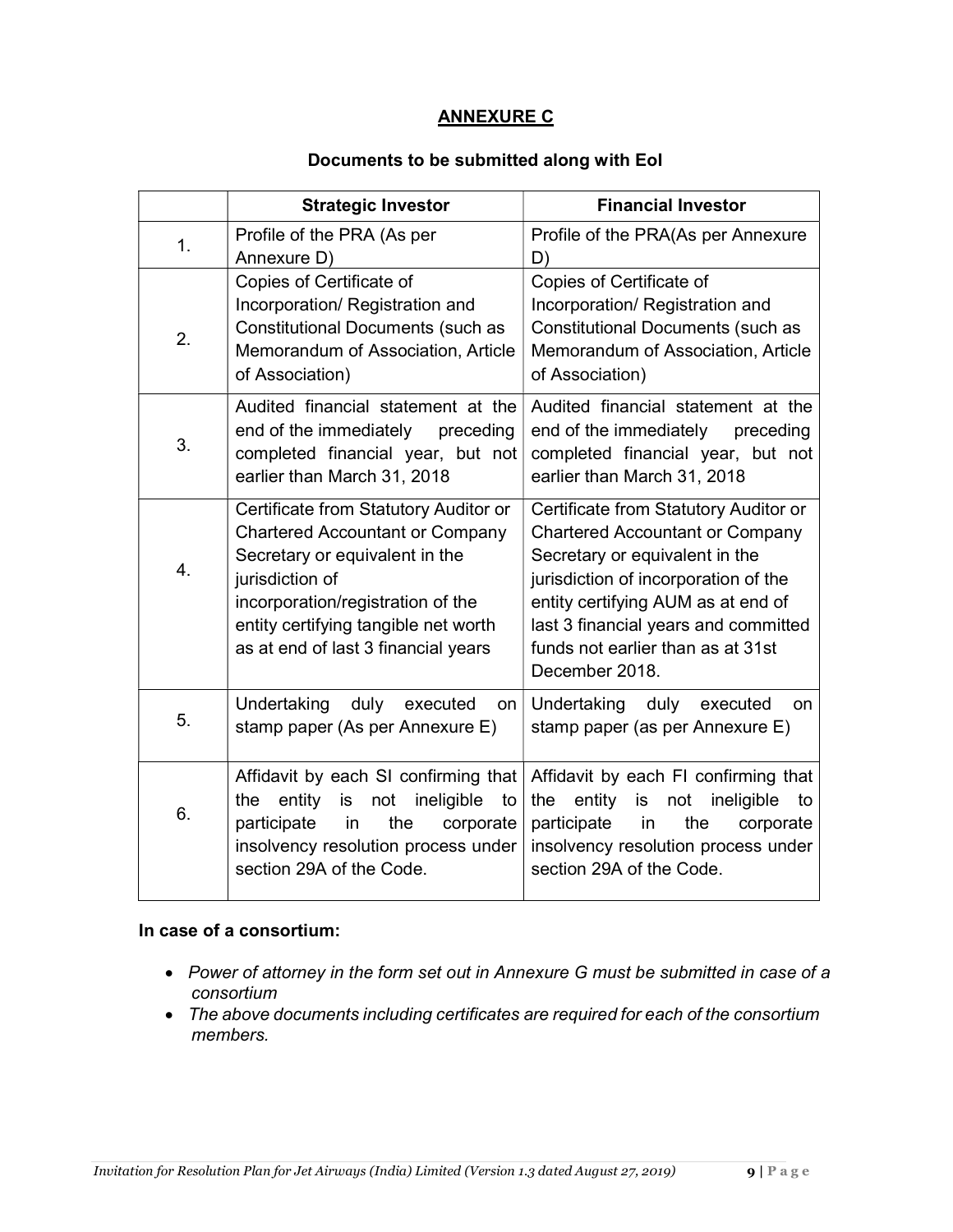## ANNEXURE C

### Documents to be submitted along with EoI

| | Strategic Investor | Financial Investor |
|---|---|---|
| 1. | Profile of the PRA (As per Annexure D) | Profile of the PRA(As per Annexure D) |
| 2. | Copies of Certificate of Incorporation/ Registration and Constitutional Documents (such as Memorandum of Association, Article of Association) | Copies of Certificate of Incorporation/ Registration and Constitutional Documents (such as Memorandum of Association, Article of Association) |
| 3. | Audited financial statement at the end of the immediately preceding completed financial year, but not earlier than March 31, 2018 | Audited financial statement at the end of the immediately preceding completed financial year, but not earlier than March 31, 2018 |
| 4. | Certificate from Statutory Auditor or Chartered Accountant or Company Secretary or equivalent in the jurisdiction of incorporation/registration of the entity certifying tangible net worth as at end of last 3 financial years | Certificate from Statutory Auditor or Chartered Accountant or Company Secretary or equivalent in the jurisdiction of incorporation of the entity certifying AUM as at end of last 3 financial years and committed funds not earlier than as at 31st December 2018. |
| 5. | Undertaking duly executed on stamp paper (As per Annexure E) | Undertaking duly executed on stamp paper (as per Annexure E) |
| 6. | Affidavit by each SI confirming that the entity is not ineligible to participate in the corporate insolvency resolution process under section 29A of the Code. | Affidavit by each FI confirming that the entity is not ineligible to participate in the corporate insolvency resolution process under section 29A of the Code. |

**In case of a consortium:**

- *Power of attorney in the form set out in Annexure G must be submitted in case of a consortium*
- *The above documents including certificates are required for each of the consortium members.*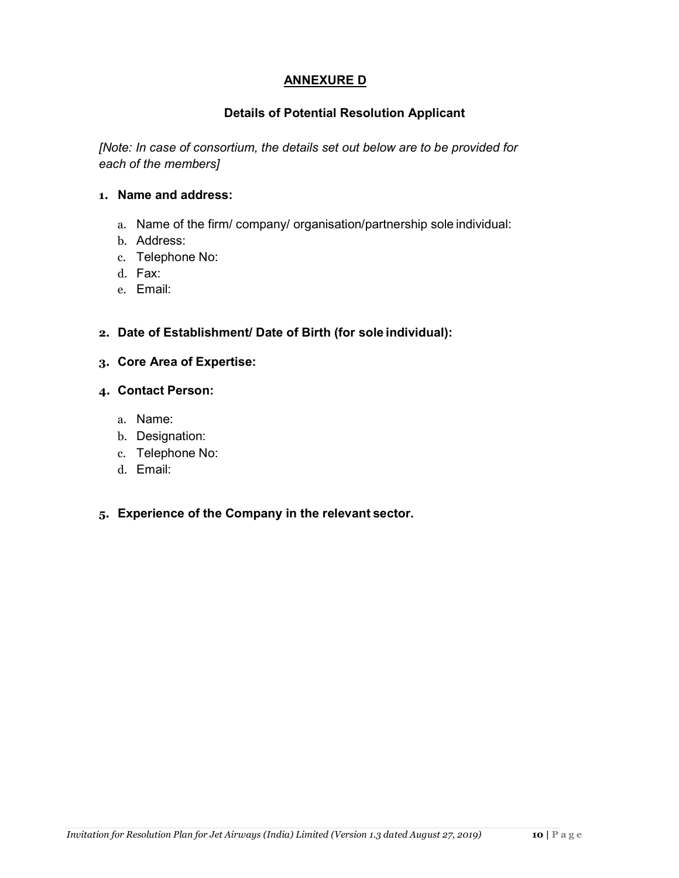## ANNEXURE D

### Details of Potential Resolution Applicant

*[Note: In case of consortium, the details set out below are to be provided for each of the members]*

1. **Name and address:**
    a. Name of the firm/ company/ organisation/partnership sole individual:
    b. Address:
    c. Telephone No:
    d. Fax:
    e. Email:

2. **Date of Establishment/ Date of Birth (for sole individual):**

3. **Core Area of Expertise:**

4. **Contact Person:**
    a. Name:
    b. Designation:
    c. Telephone No:
    d. Email:

5. **Experience of the Company in the relevant sector.**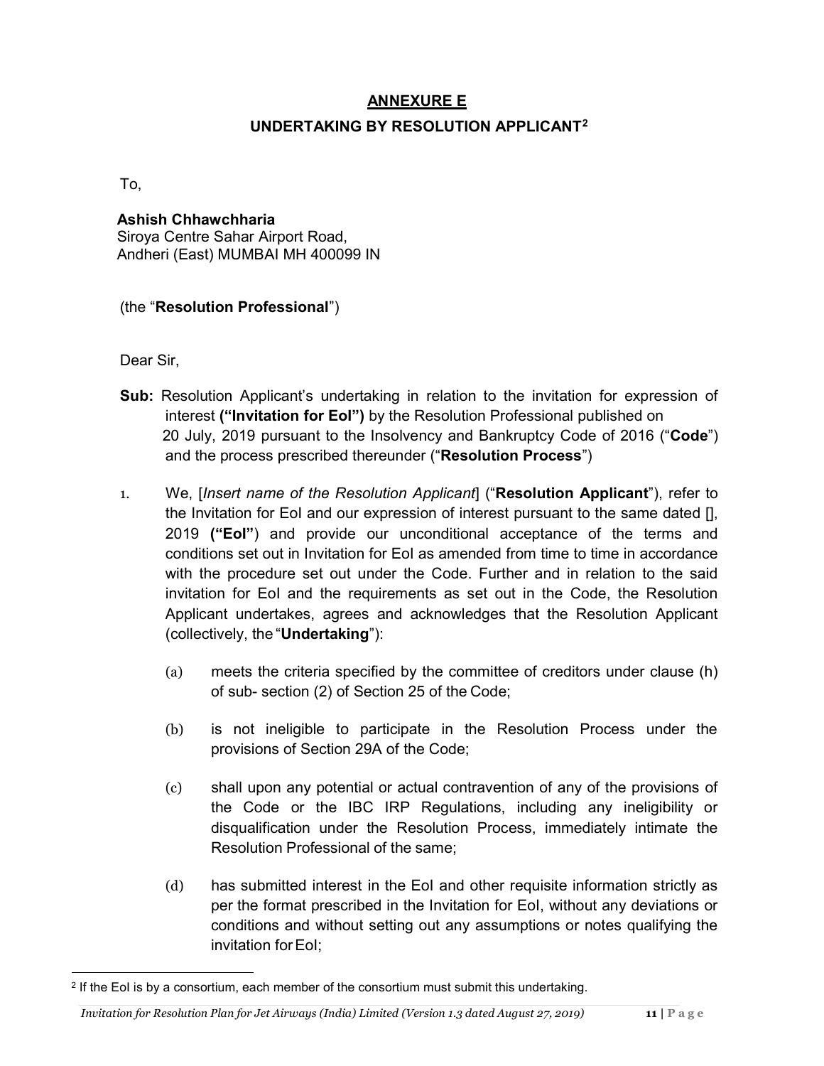## ANNEXURE E

### UNDERTAKING BY RESOLUTION APPLICANT[2]

To,

**Ashish Chhawchharia**
Siroya Centre Sahar Airport Road,
Andheri (East) MUMBAI MH 400099 IN

(the "**Resolution Professional**")

Dear Sir,

**Sub:** Resolution Applicant's undertaking in relation to the invitation for expression of interest **("Invitation for EoI")** by the Resolution Professional published on 20 July, 2019 pursuant to the Insolvency and Bankruptcy Code of 2016 ("**Code**") and the process prescribed thereunder ("**Resolution Process**")

1. We, [*Insert name of the Resolution Applicant*] ("**Resolution Applicant**"), refer to the Invitation for EoI and our expression of interest pursuant to the same dated [], 2019 **("EoI")** and provide our unconditional acceptance of the terms and conditions set out in Invitation for EoI as amended from time to time in accordance with the procedure set out under the Code. Further and in relation to the said invitation for EoI and the requirements as set out in the Code, the Resolution Applicant undertakes, agrees and acknowledges that the Resolution Applicant (collectively, the "**Undertaking**"):

    (a) meets the criteria specified by the committee of creditors under clause (h) of sub- section (2) of Section 25 of the Code;

    (b) is not ineligible to participate in the Resolution Process under the provisions of Section 29A of the Code;

    (c) shall upon any potential or actual contravention of any of the provisions of the Code or the IBC IRP Regulations, including any ineligibility or disqualification under the Resolution Process, immediately intimate the Resolution Professional of the same;

    (d) has submitted interest in the EoI and other requisite information strictly as per the format prescribed in the Invitation for EoI, without any deviations or conditions and without setting out any assumptions or notes qualifying the invitation for EoI;

[2] If the EoI is by a consortium, each member of the consortium must submit this undertaking.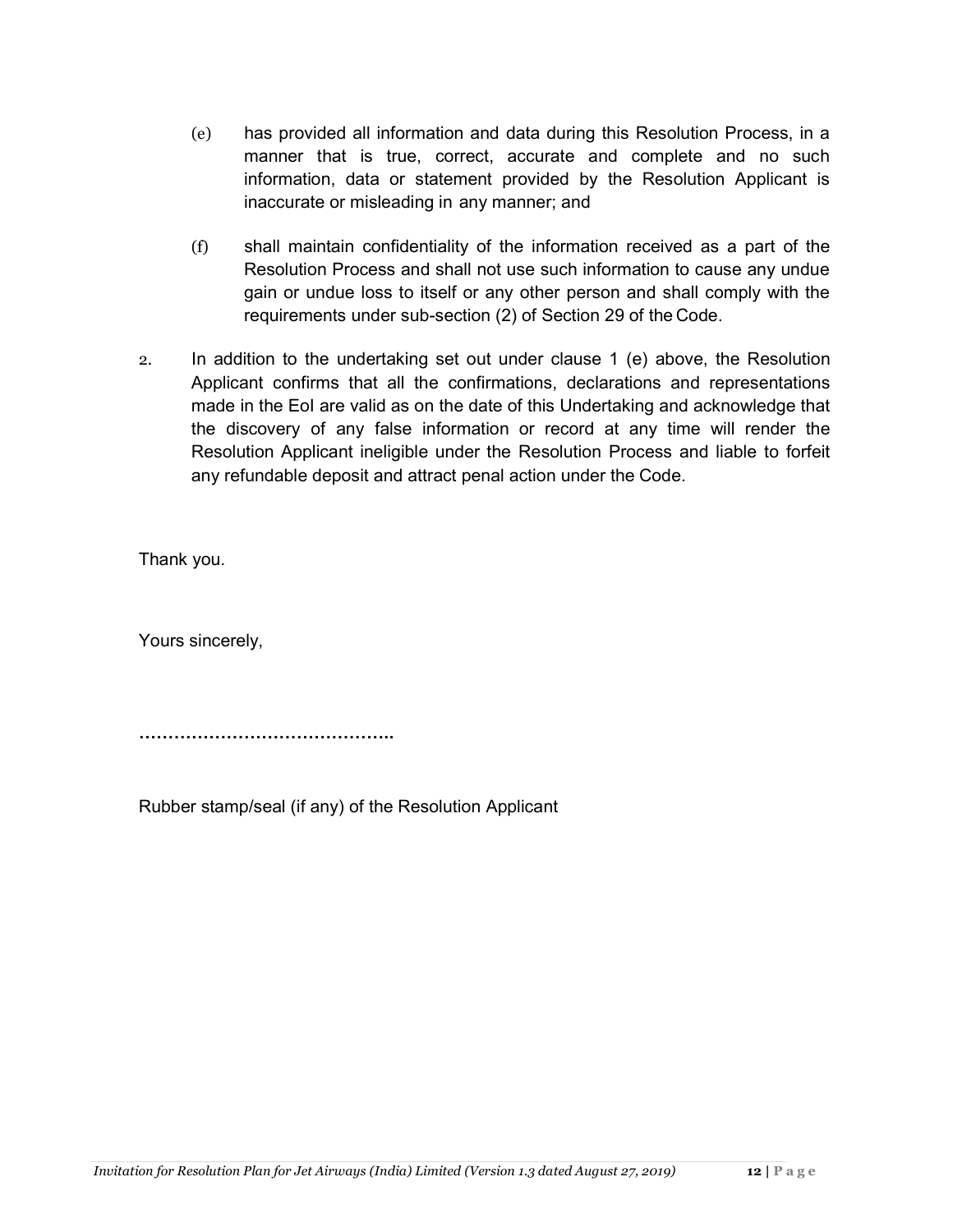(e) has provided all information and data during this Resolution Process, in a manner that is true, correct, accurate and complete and no such information, data or statement provided by the Resolution Applicant is inaccurate or misleading in any manner; and

(f) shall maintain confidentiality of the information received as a part of the Resolution Process and shall not use such information to cause any undue gain or undue loss to itself or any other person and shall comply with the requirements under sub-section (2) of Section 29 of the Code.

2. In addition to the undertaking set out under clause 1 (e) above, the Resolution Applicant confirms that all the confirmations, declarations and representations made in the EoI are valid as on the date of this Undertaking and acknowledge that the discovery of any false information or record at any time will render the Resolution Applicant ineligible under the Resolution Process and liable to forfeit any refundable deposit and attract penal action under the Code.

Thank you.

Yours sincerely,

……………………………………..

Rubber stamp/seal (if any) of the Resolution Applicant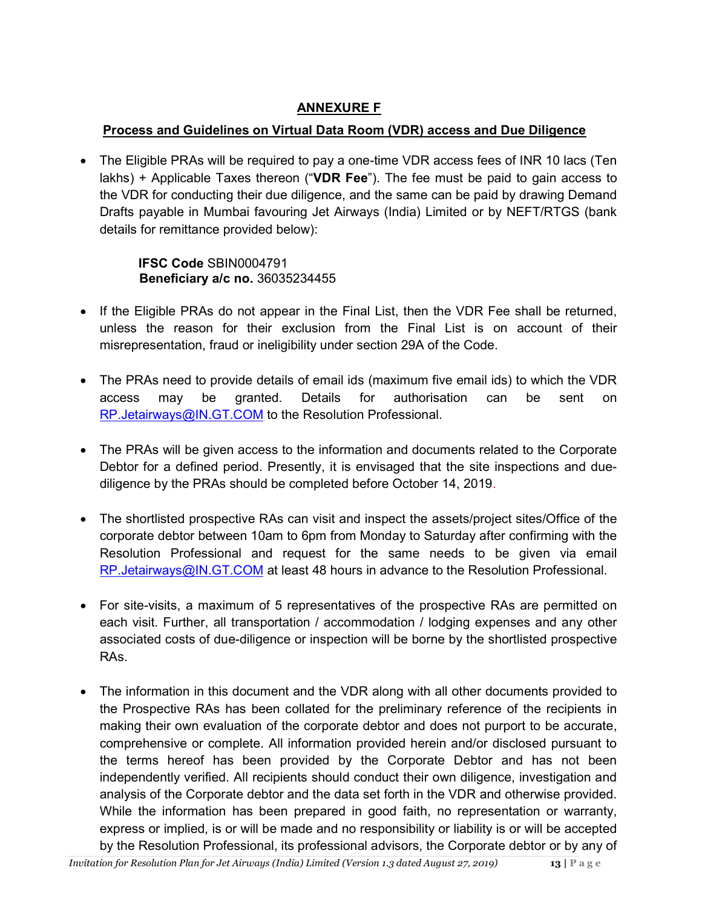## ANNEXURE F

### Process and Guidelines on Virtual Data Room (VDR) access and Due Diligence

- The Eligible PRAs will be required to pay a one-time VDR access fees of INR 10 lacs (Ten lakhs) + Applicable Taxes thereon ("**VDR Fee**"). The fee must be paid to gain access to the VDR for conducting their due diligence, and the same can be paid by drawing Demand Drafts payable in Mumbai favouring Jet Airways (India) Limited or by NEFT/RTGS (bank details for remittance provided below):

  **IFSC Code** SBIN0004791
  **Beneficiary a/c no.** 36035234455

- If the Eligible PRAs do not appear in the Final List, then the VDR Fee shall be returned, unless the reason for their exclusion from the Final List is on account of their misrepresentation, fraud or ineligibility under section 29A of the Code.

- The PRAs need to provide details of email ids (maximum five email ids) to which the VDR access may be granted. Details for authorisation can be sent on RP.Jetairways@IN.GT.COM to the Resolution Professional.

- The PRAs will be given access to the information and documents related to the Corporate Debtor for a defined period. Presently, it is envisaged that the site inspections and due-diligence by the PRAs should be completed before October 14, 2019.

- The shortlisted prospective RAs can visit and inspect the assets/project sites/Office of the corporate debtor between 10am to 6pm from Monday to Saturday after confirming with the Resolution Professional and request for the same needs to be given via email RP.Jetairways@IN.GT.COM at least 48 hours in advance to the Resolution Professional.

- For site-visits, a maximum of 5 representatives of the prospective RAs are permitted on each visit. Further, all transportation / accommodation / lodging expenses and any other associated costs of due-diligence or inspection will be borne by the shortlisted prospective RAs.

- The information in this document and the VDR along with all other documents provided to the Prospective RAs has been collated for the preliminary reference of the recipients in making their own evaluation of the corporate debtor and does not purport to be accurate, comprehensive or complete. All information provided herein and/or disclosed pursuant to the terms hereof has been provided by the Corporate Debtor and has not been independently verified. All recipients should conduct their own diligence, investigation and analysis of the Corporate debtor and the data set forth in the VDR and otherwise provided. While the information has been prepared in good faith, no representation or warranty, express or implied, is or will be made and no responsibility or liability is or will be accepted by the Resolution Professional, its professional advisors, the Corporate debtor or by any of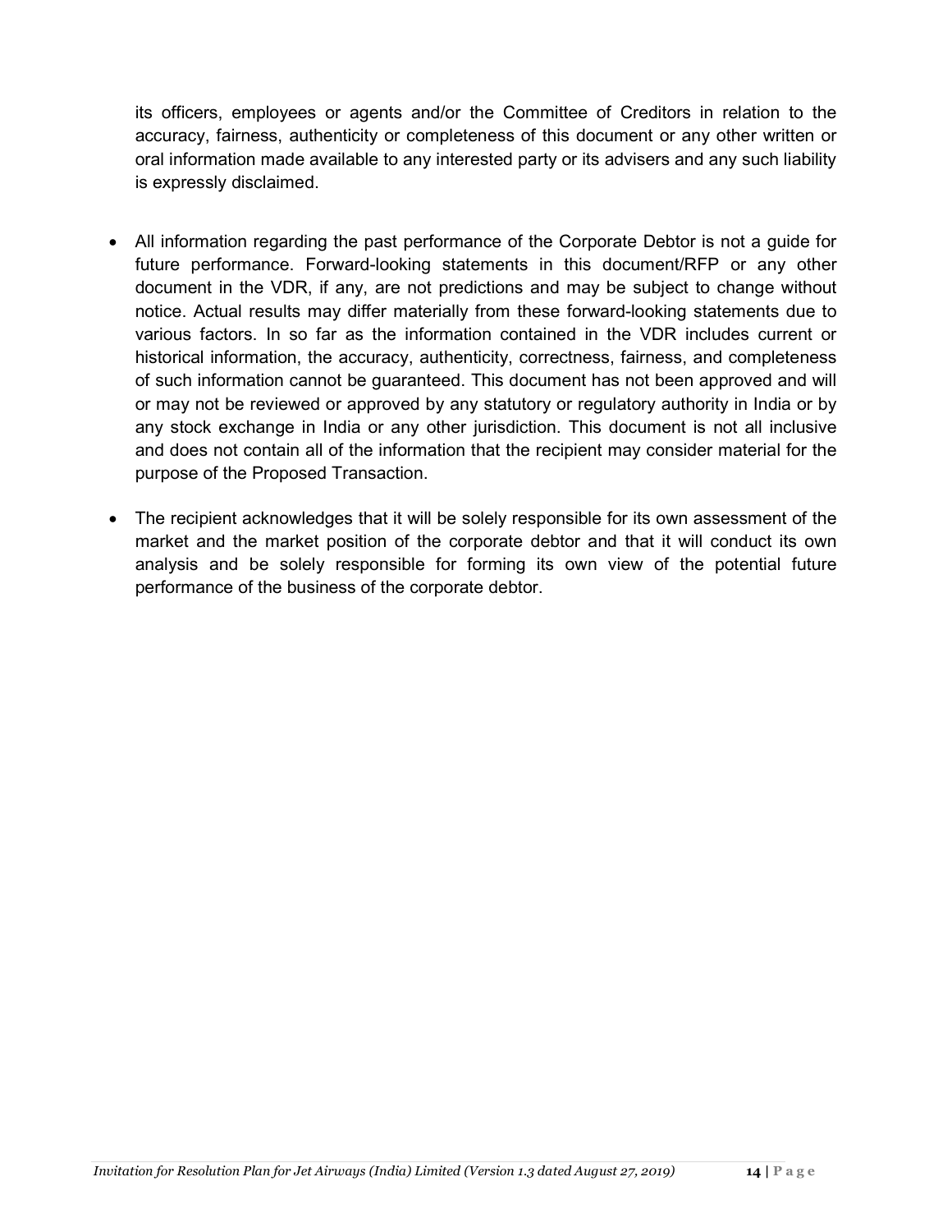its officers, employees or agents and/or the Committee of Creditors in relation to the accuracy, fairness, authenticity or completeness of this document or any other written or oral information made available to any interested party or its advisers and any such liability is expressly disclaimed.

- All information regarding the past performance of the Corporate Debtor is not a guide for future performance. Forward-looking statements in this document/RFP or any other document in the VDR, if any, are not predictions and may be subject to change without notice. Actual results may differ materially from these forward-looking statements due to various factors. In so far as the information contained in the VDR includes current or historical information, the accuracy, authenticity, correctness, fairness, and completeness of such information cannot be guaranteed. This document has not been approved and will or may not be reviewed or approved by any statutory or regulatory authority in India or by any stock exchange in India or any other jurisdiction. This document is not all inclusive and does not contain all of the information that the recipient may consider material for the purpose of the Proposed Transaction.

- The recipient acknowledges that it will be solely responsible for its own assessment of the market and the market position of the corporate debtor and that it will conduct its own analysis and be solely responsible for forming its own view of the potential future performance of the business of the corporate debtor.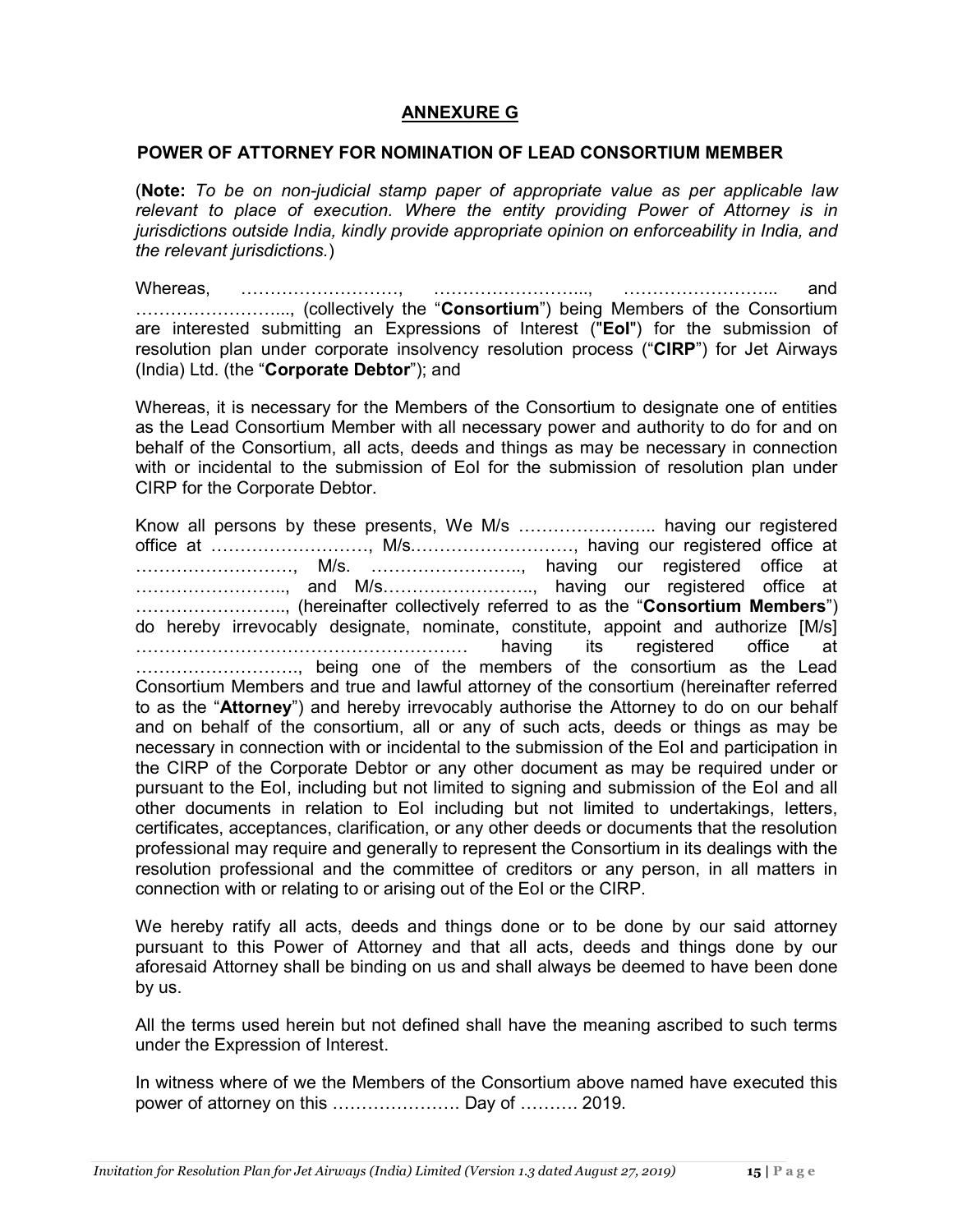## ANNEXURE G

### POWER OF ATTORNEY FOR NOMINATION OF LEAD CONSORTIUM MEMBER

(**Note:** *To be on non-judicial stamp paper of appropriate value as per applicable law relevant to place of execution. Where the entity providing Power of Attorney is in jurisdictions outside India, kindly provide appropriate opinion on enforceability in India, and the relevant jurisdictions.*)

Whereas, ………………………, ……………………..., …………………….. and ……………………..., (collectively the "**Consortium**") being Members of the Consortium are interested submitting an Expressions of Interest ("**EoI**") for the submission of resolution plan under corporate insolvency resolution process ("**CIRP**") for Jet Airways (India) Ltd. (the "**Corporate Debtor**"); and

Whereas, it is necessary for the Members of the Consortium to designate one of entities as the Lead Consortium Member with all necessary power and authority to do for and on behalf of the Consortium, all acts, deeds and things as may be necessary in connection with or incidental to the submission of EoI for the submission of resolution plan under CIRP for the Corporate Debtor.

Know all persons by these presents, We M/s ………………….. having our registered office at ………………………, M/s.………………………, having our registered office at ………………………, M/s. …………………….., having our registered office at …………………….., and M/s…………………….., having our registered office at …………………….., (hereinafter collectively referred to as the "**Consortium Members**") do hereby irrevocably designate, nominate, constitute, appoint and authorize [M/s] ………………………………………………… having its registered office at ………………………., being one of the members of the consortium as the Lead Consortium Members and true and lawful attorney of the consortium (hereinafter referred to as the "**Attorney**") and hereby irrevocably authorise the Attorney to do on our behalf and on behalf of the consortium, all or any of such acts, deeds or things as may be necessary in connection with or incidental to the submission of the EoI and participation in the CIRP of the Corporate Debtor or any other document as may be required under or pursuant to the EoI, including but not limited to signing and submission of the EoI and all other documents in relation to EoI including but not limited to undertakings, letters, certificates, acceptances, clarification, or any other deeds or documents that the resolution professional may require and generally to represent the Consortium in its dealings with the resolution professional and the committee of creditors or any person, in all matters in connection with or relating to or arising out of the EoI or the CIRP.

We hereby ratify all acts, deeds and things done or to be done by our said attorney pursuant to this Power of Attorney and that all acts, deeds and things done by our aforesaid Attorney shall be binding on us and shall always be deemed to have been done by us.

All the terms used herein but not defined shall have the meaning ascribed to such terms under the Expression of Interest.

In witness where of we the Members of the Consortium above named have executed this power of attorney on this …………………. Day of ………. 2019.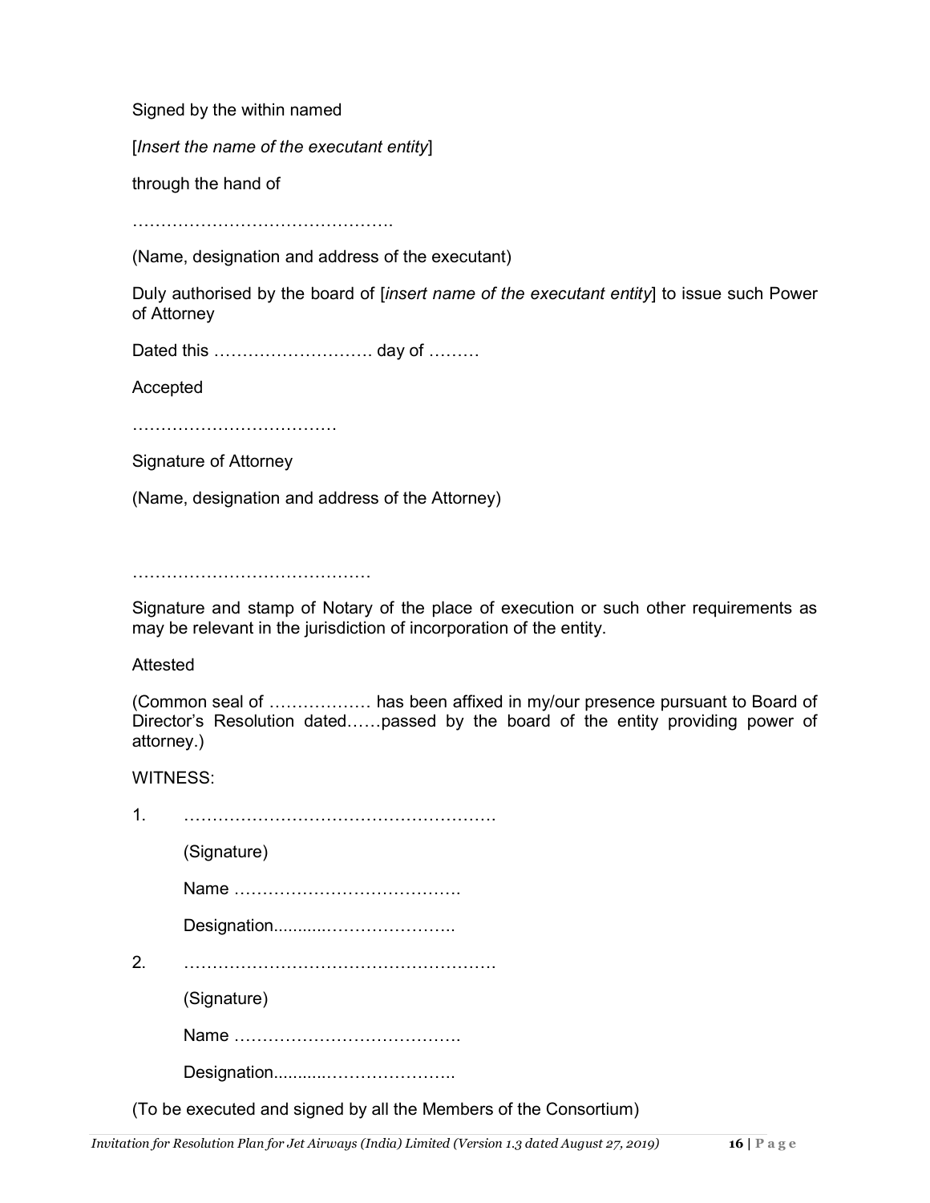Signed by the within named

[*Insert the name of the executant entity*]

through the hand of

……………………………………….

(Name, designation and address of the executant)

Duly authorised by the board of [*insert name of the executant entity*] to issue such Power of Attorney

Dated this ………………………. day of ………

Accepted

………………………………

Signature of Attorney

(Name, designation and address of the Attorney)

……………………………………

Signature and stamp of Notary of the place of execution or such other requirements as may be relevant in the jurisdiction of incorporation of the entity.

Attested

(Common seal of ……………… has been affixed in my/our presence pursuant to Board of Director's Resolution dated……passed by the board of the entity providing power of attorney.)

WITNESS:

1. ……………………………………………….

   (Signature)

   Name ………………………………….

   Designation...........………………….

2. ……………………………………………….

   (Signature)

   Name ………………………………….

   Designation...........………………….

(To be executed and signed by all the Members of the Consortium)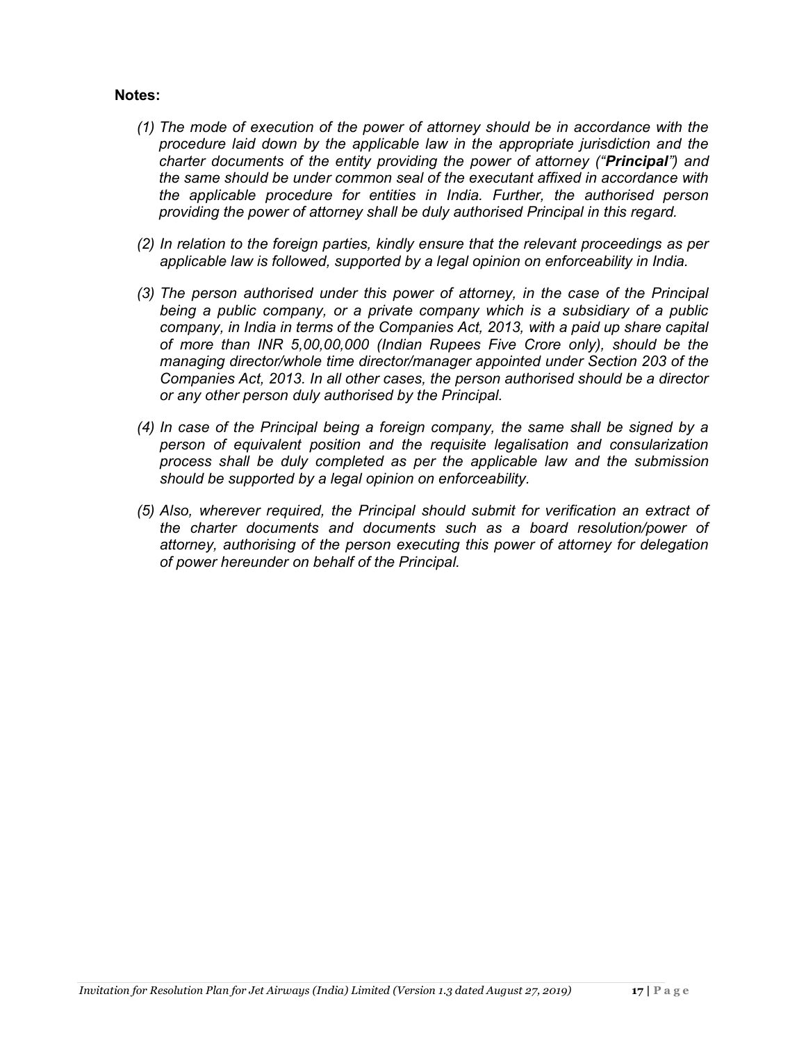**Notes:**

*(1) The mode of execution of the power of attorney should be in accordance with the procedure laid down by the applicable law in the appropriate jurisdiction and the charter documents of the entity providing the power of attorney ("**Principal**") and the same should be under common seal of the executant affixed in accordance with the applicable procedure for entities in India. Further, the authorised person providing the power of attorney shall be duly authorised Principal in this regard.*

*(2) In relation to the foreign parties, kindly ensure that the relevant proceedings as per applicable law is followed, supported by a legal opinion on enforceability in India.*

*(3) The person authorised under this power of attorney, in the case of the Principal being a public company, or a private company which is a subsidiary of a public company, in India in terms of the Companies Act, 2013, with a paid up share capital of more than INR 5,00,00,000 (Indian Rupees Five Crore only), should be the managing director/whole time director/manager appointed under Section 203 of the Companies Act, 2013. In all other cases, the person authorised should be a director or any other person duly authorised by the Principal.*

*(4) In case of the Principal being a foreign company, the same shall be signed by a person of equivalent position and the requisite legalisation and consularization process shall be duly completed as per the applicable law and the submission should be supported by a legal opinion on enforceability.*

*(5) Also, wherever required, the Principal should submit for verification an extract of the charter documents and documents such as a board resolution/power of attorney, authorising of the person executing this power of attorney for delegation of power hereunder on behalf of the Principal.*